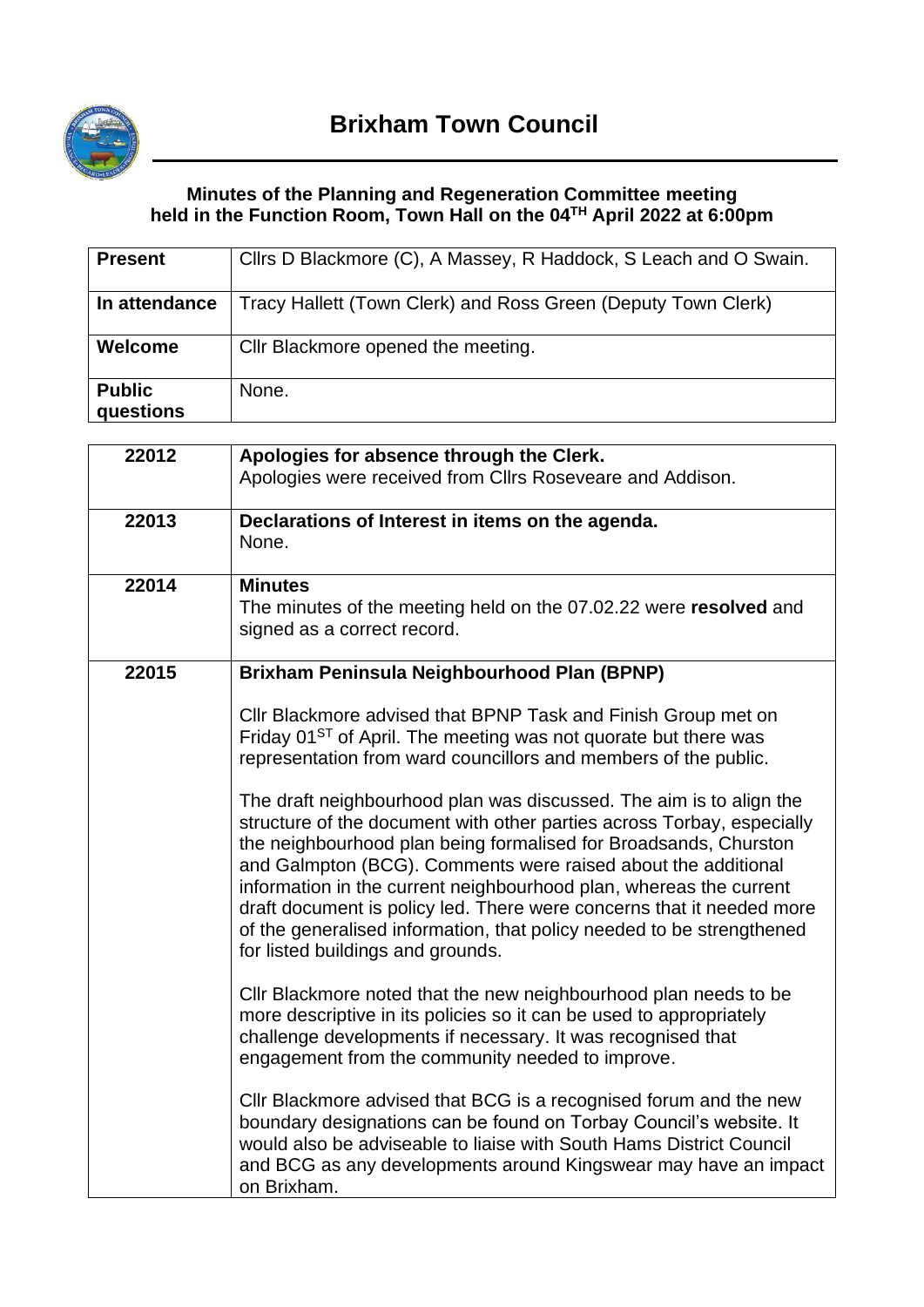# Brixham Town Council

**Minutes of the Planning and Regeneration Committee meeting held in the Function Room, Town Hall on the 04TH April 2022 at 6:00pm**

| **Present** | Cllrs D Blackmore (C), A Massey, R Haddock, S Leach and O Swain. |
|---|---|
| **In attendance** | Tracy Hallett (Town Clerk) and Ross Green (Deputy Town Clerk) |
| **Welcome** | Cllr Blackmore opened the meeting. |
| **Public questions** | None. |

| | |
|---|---|
| **22012** | **Apologies for absence through the Clerk.**<br>Apologies were received from Cllrs Roseveare and Addison. |
| **22013** | **Declarations of Interest in items on the agenda.**<br>None. |
| **22014** | **Minutes**<br>The minutes of the meeting held on the 07.02.22 were **resolved** and signed as a correct record. |
| **22015** | **Brixham Peninsula Neighbourhood Plan (BPNP)**<br><br>Cllr Blackmore advised that BPNP Task and Finish Group met on Friday 01ST of April. The meeting was not quorate but there was representation from ward councillors and members of the public.<br><br>The draft neighbourhood plan was discussed. The aim is to align the structure of the document with other parties across Torbay, especially the neighbourhood plan being formalised for Broadsands, Churston and Galmpton (BCG). Comments were raised about the additional information in the current neighbourhood plan, whereas the current draft document is policy led. There were concerns that it needed more of the generalised information, that policy needed to be strengthened for listed buildings and grounds.<br><br>Cllr Blackmore noted that the new neighbourhood plan needs to be more descriptive in its policies so it can be used to appropriately challenge developments if necessary. It was recognised that engagement from the community needed to improve.<br><br>Cllr Blackmore advised that BCG is a recognised forum and the new boundary designations can be found on Torbay Council's website. It would also be adviseable to liaise with South Hams District Council and BCG as any developments around Kingswear may have an impact on Brixham. |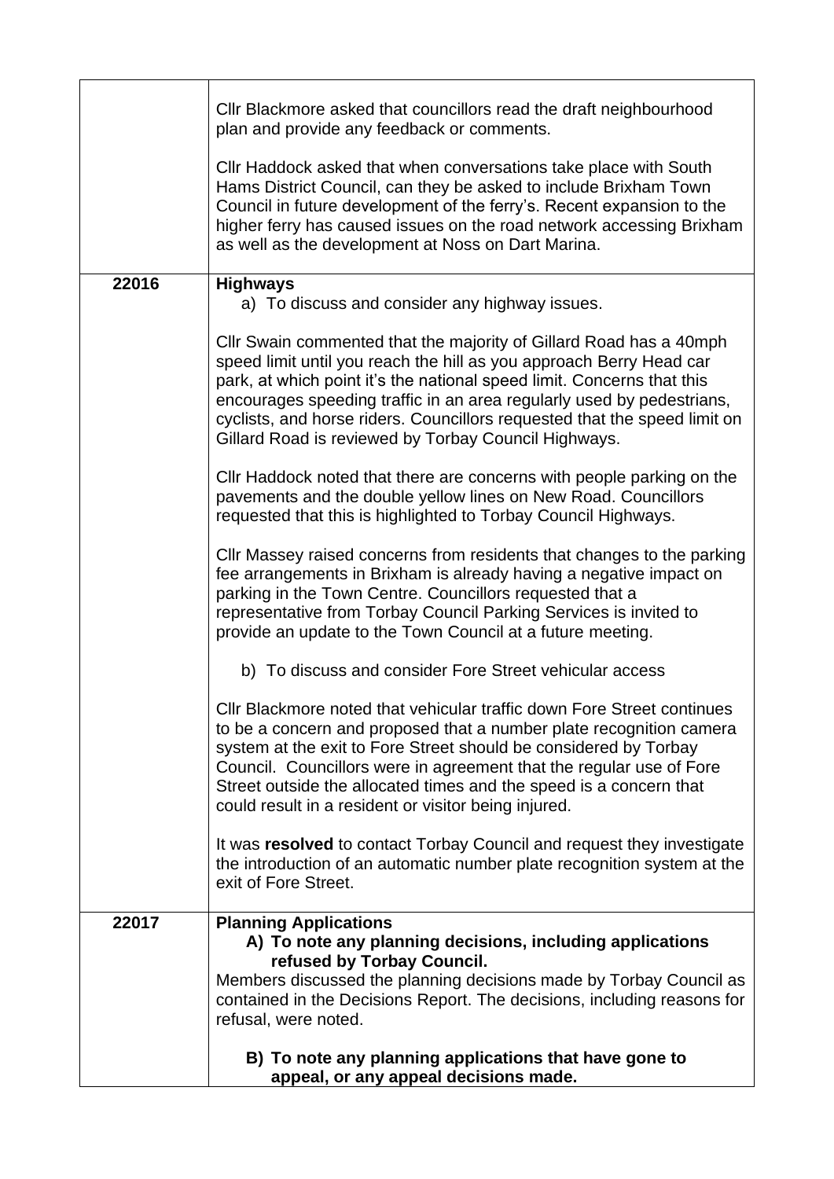| | |
|---|---|
| | Cllr Blackmore asked that councillors read the draft neighbourhood plan and provide any feedback or comments.<br><br>Cllr Haddock asked that when conversations take place with South Hams District Council, can they be asked to include Brixham Town Council in future development of the ferry's. Recent expansion to the higher ferry has caused issues on the road network accessing Brixham as well as the development at Noss on Dart Marina. |
| **22016** | **Highways**<br>a) To discuss and consider any highway issues.<br><br>Cllr Swain commented that the majority of Gillard Road has a 40mph speed limit until you reach the hill as you approach Berry Head car park, at which point it's the national speed limit. Concerns that this encourages speeding traffic in an area regularly used by pedestrians, cyclists, and horse riders. Councillors requested that the speed limit on Gillard Road is reviewed by Torbay Council Highways.<br><br>Cllr Haddock noted that there are concerns with people parking on the pavements and the double yellow lines on New Road. Councillors requested that this is highlighted to Torbay Council Highways.<br><br>Cllr Massey raised concerns from residents that changes to the parking fee arrangements in Brixham is already having a negative impact on parking in the Town Centre. Councillors requested that a representative from Torbay Council Parking Services is invited to provide an update to the Town Council at a future meeting.<br><br>b) To discuss and consider Fore Street vehicular access<br><br>Cllr Blackmore noted that vehicular traffic down Fore Street continues to be a concern and proposed that a number plate recognition camera system at the exit to Fore Street should be considered by Torbay Council. Councillors were in agreement that the regular use of Fore Street outside the allocated times and the speed is a concern that could result in a resident or visitor being injured.<br><br>It was **resolved** to contact Torbay Council and request they investigate the introduction of an automatic number plate recognition system at the exit of Fore Street. |
| **22017** | **Planning Applications**<br>**A) To note any planning decisions, including applications refused by Torbay Council.**<br>Members discussed the planning decisions made by Torbay Council as contained in the Decisions Report. The decisions, including reasons for refusal, were noted.<br><br>**B) To note any planning applications that have gone to appeal, or any appeal decisions made.** |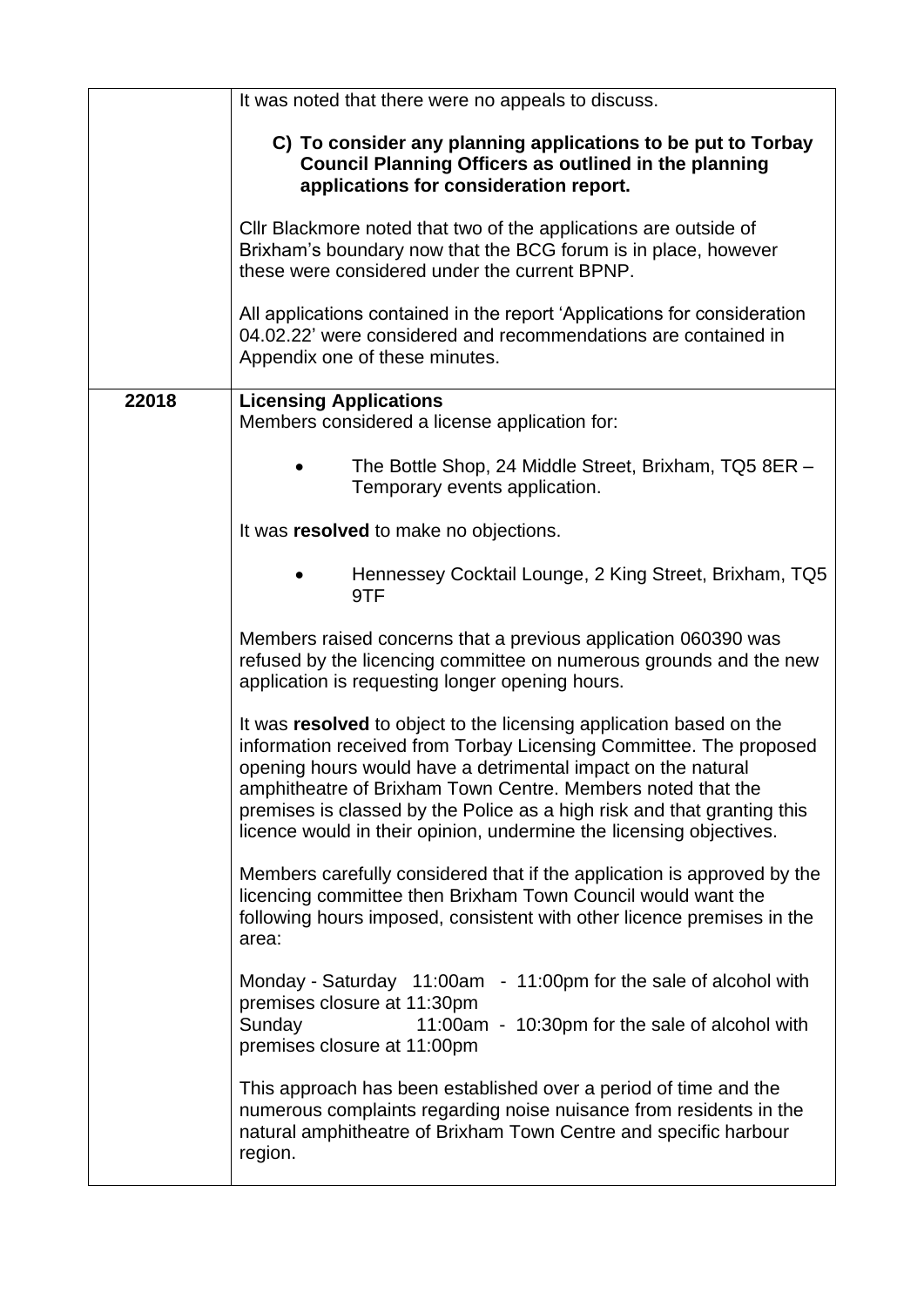| | |
|---|---|
| | It was noted that there were no appeals to discuss.<br><br>**C) To consider any planning applications to be put to Torbay Council Planning Officers as outlined in the planning applications for consideration report.**<br><br>Cllr Blackmore noted that two of the applications are outside of Brixham's boundary now that the BCG forum is in place, however these were considered under the current BPNP.<br><br>All applications contained in the report 'Applications for consideration 04.02.22' were considered and recommendations are contained in Appendix one of these minutes. |
| **22018** | **Licensing Applications**<br>Members considered a license application for:<br><br>• The Bottle Shop, 24 Middle Street, Brixham, TQ5 8ER – Temporary events application.<br><br>It was **resolved** to make no objections.<br><br>• Hennessey Cocktail Lounge, 2 King Street, Brixham, TQ5 9TF<br><br>Members raised concerns that a previous application 060390 was refused by the licencing committee on numerous grounds and the new application is requesting longer opening hours.<br><br>It was **resolved** to object to the licensing application based on the information received from Torbay Licensing Committee. The proposed opening hours would have a detrimental impact on the natural amphitheatre of Brixham Town Centre. Members noted that the premises is classed by the Police as a high risk and that granting this licence would in their opinion, undermine the licensing objectives.<br><br>Members carefully considered that if the application is approved by the licencing committee then Brixham Town Council would want the following hours imposed, consistent with other licence premises in the area:<br><br>Monday - Saturday 11:00am - 11:00pm for the sale of alcohol with premises closure at 11:30pm<br>Sunday 11:00am - 10:30pm for the sale of alcohol with premises closure at 11:00pm<br><br>This approach has been established over a period of time and the numerous complaints regarding noise nuisance from residents in the natural amphitheatre of Brixham Town Centre and specific harbour region. |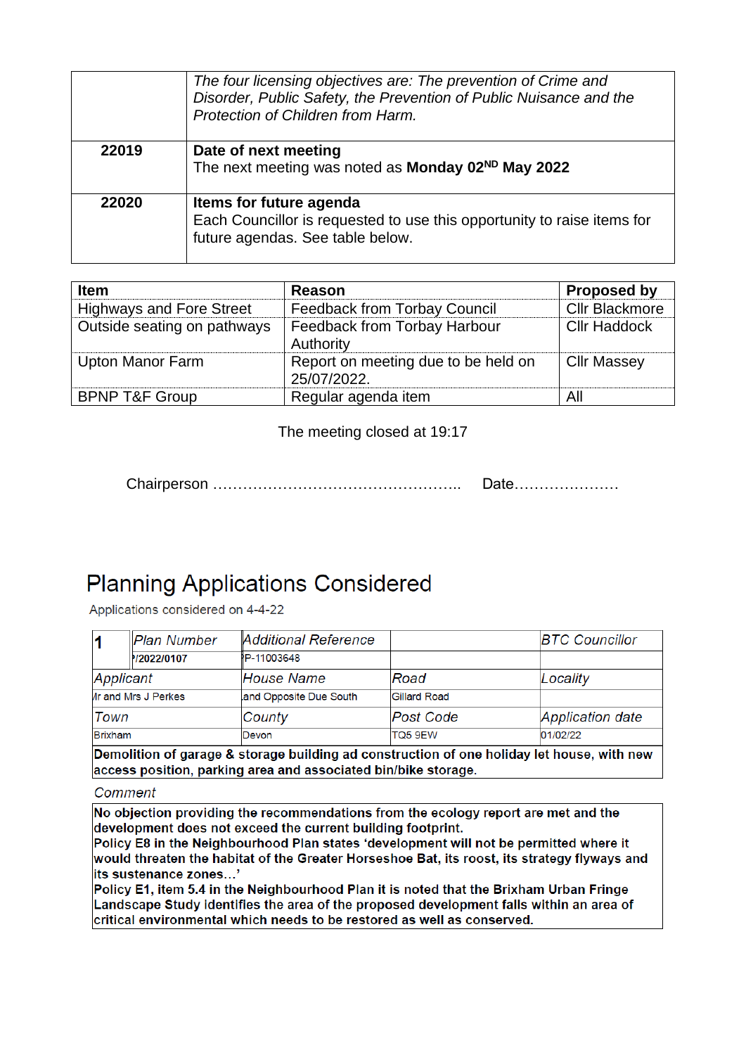| | |
|---|---|
| | *The four licensing objectives are: The prevention of Crime and Disorder, Public Safety, the Prevention of Public Nuisance and the Protection of Children from Harm.* |
| **22019** | **Date of next meeting**<br>The next meeting was noted as **Monday 02ND May 2022** |
| **22020** | **Items for future agenda**<br>Each Councillor is requested to use this opportunity to raise items for future agendas. See table below. |

| **Item** | **Reason** | **Proposed by** |
|---|---|---|
| Highways and Fore Street | Feedback from Torbay Council | Cllr Blackmore |
| Outside seating on pathways | Feedback from Torbay Harbour Authority | Cllr Haddock |
| Upton Manor Farm | Report on meeting due to be held on 25/07/2022. | Cllr Massey |
| BPNP T&F Group | Regular agenda item | All |

The meeting closed at 19:17

Chairperson ………………………………………….. Date…………………

# Planning Applications Considered

Applications considered on 4-4-22

| **1** | *Plan Number* | *Additional Reference* | | *BTC Councillor* |
|---|---|---|---|---|
| | **P/2022/0107** | P-11003648 | | |
| *Applicant* | | *House Name* | *Road* | *Locality* |
| Mr and Mrs J Perkes | | and Opposite Due South | Gillard Road | |
| *Town* | | *County* | *Post Code* | *Application date* |
| Brixham | | Devon | TQ5 9EW | 01/02/22 |
| **Demolition of garage & storage building ad construction of one holiday let house, with new access position, parking area and associated bin/bike storage.** | | | | |

*Comment*

**No objection providing the recommendations from the ecology report are met and the development does not exceed the current building footprint.**
**Policy E8 in the Neighbourhood Plan states 'development will not be permitted where it would threaten the habitat of the Greater Horseshoe Bat, its roost, its strategy flyways and its sustenance zones…'**
**Policy E1, item 5.4 in the Neighbourhood Plan it is noted that the Brixham Urban Fringe Landscape Study identifies the area of the proposed development falls within an area of critical environmental which needs to be restored as well as conserved.**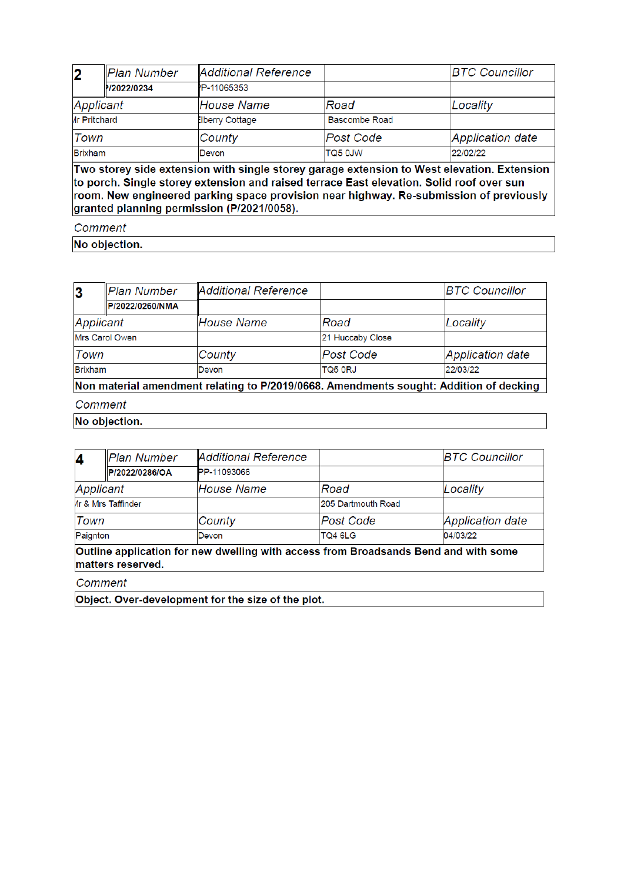| 2 | Plan Number | Additional Reference | | BTC Councillor |
|---|---|---|---|---|
| | /2022/0234 | P-11065353 | | |
| Applicant | | House Name | Road | Locality |
| r Pritchard | | lberry Cottage | Bascombe Road | |
| Town | | County | Post Code | Application date |
| Brixham | | Devon | TQ5 0JW | 22/02/22 |

**Two storey side extension with single storey garage extension to West elevation. Extension to porch. Single storey extension and raised terrace East elevation. Solid roof over sun room. New engineered parking space provision near highway. Re-submission of previously granted planning permission (P/2021/0058).**

*Comment*

**No objection.**

| 3 | Plan Number | Additional Reference | | BTC Councillor |
|---|---|---|---|---|
| | P/2022/0260/NMA | | | |
| Applicant | | House Name | Road | Locality |
| Mrs Carol Owen | | | 21 Huccaby Close | |
| Town | | County | Post Code | Application date |
| Brixham | | Devon | TQ5 0RJ | 22/03/22 |

**Non material amendment relating to P/2019/0668. Amendments sought: Addition of decking**

*Comment*

**No objection.**

| 4 | Plan Number | Additional Reference | | BTC Councillor |
|---|---|---|---|---|
| | P/2022/0286/OA | PP-11093066 | | |
| Applicant | | House Name | Road | Locality |
| r & Mrs Taffinder | | | 205 Dartmouth Road | |
| Town | | County | Post Code | Application date |
| Paignton | | Devon | TQ4 6LG | 04/03/22 |

**Outline application for new dwelling with access from Broadsands Bend and with some matters reserved.**

*Comment*

**Object. Over-development for the size of the plot.**